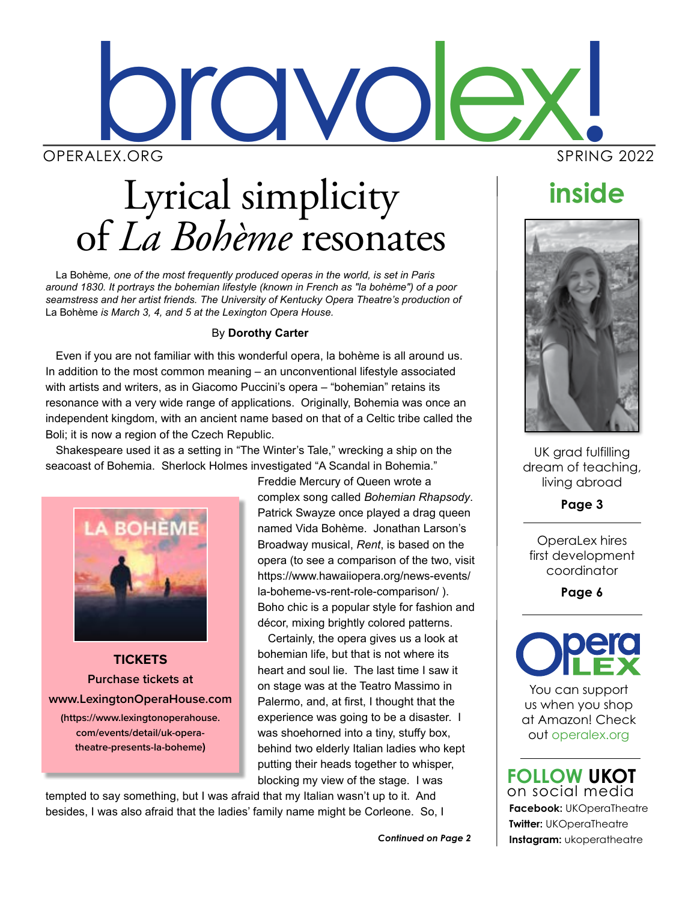# bravolex!

OPERALEX.ORG SPRING 2022

# Lyrical simplicity of *La Bohème* resonates

*La Bohème, one of the most frequently produced operas in the world, is set in Paris around 1830. It portrays the bohemian lifestyle (known in French as "la bohème") of a poor seamstress and her artist friends. The University of Kentucky Opera Theatre's production of La Bohème is March 3, 4, and 5 at the Lexington Opera House.*

By **Dorothy Carter**

Even if you are not familiar with this wonderful opera, la bohème is all around us. In addition to the most common meaning – an unconventional lifestyle associated with artists and writers, as in Giacomo Puccini's opera – "bohemian" retains its resonance with a very wide range of applications. Originally, Bohemia was once an independent kingdom, with an ancient name based on that of a Celtic tribe called the Boli; it is now a region of the Czech Republic.

Shakespeare used it as a setting in "The Winter's Tale," wrecking a ship on the seacoast of Bohemia. Sherlock Holmes investigated "A Scandal in Bohemia." Freddie Mercury of Queen wrote a complex song called *Bohemian Rhapsody*. Patrick Swayze once played a drag queen named Vida Bohème. Jonathan Larson's Broadway musical, *Rent*, is based on the opera (to see a comparison of the two, visit https://www.hawaiiopera.org/news-events/la-boheme-vs-rent-role-comparison/ ). Boho chic is a popular style for fashion and décor, mixing brightly colored patterns.

Certainly, the opera gives us a look at bohemian life, but that is not where its heart and soul lie. The last time I saw it on stage was at the Teatro Massimo in Palermo, and, at first, I thought that the experience was going to be a disaster. I was shoehorned into a tiny, stuffy box, behind two elderly Italian ladies who kept putting their heads together to whisper, blocking my view of the stage. I was tempted to say something, but I was afraid that my Italian wasn't up to it. And besides, I was also afraid that the ladies' family name might be Corleone. So, I

***Continued on Page 2***

---

LA BOHÈME

**TICKETS**

**Purchase tickets at**

**www.LexingtonOperaHouse.com**

**(https://www.lexingtonoperahouse.com/events/detail/uk-opera-theatre-presents-la-boheme)**

---

## inside

UK grad fulfilling dream of teaching, living abroad

**Page 3**

OperaLex hires first development coordinator

**Page 6**

Opera LEX

You can support us when you shop at Amazon! Check out operalex.org

**FOLLOW UKOT** on social media

**Facebook:** UKOperaTheatre

**Twitter:** UKOperaTheatre

**Instagram:** ukoperatheatre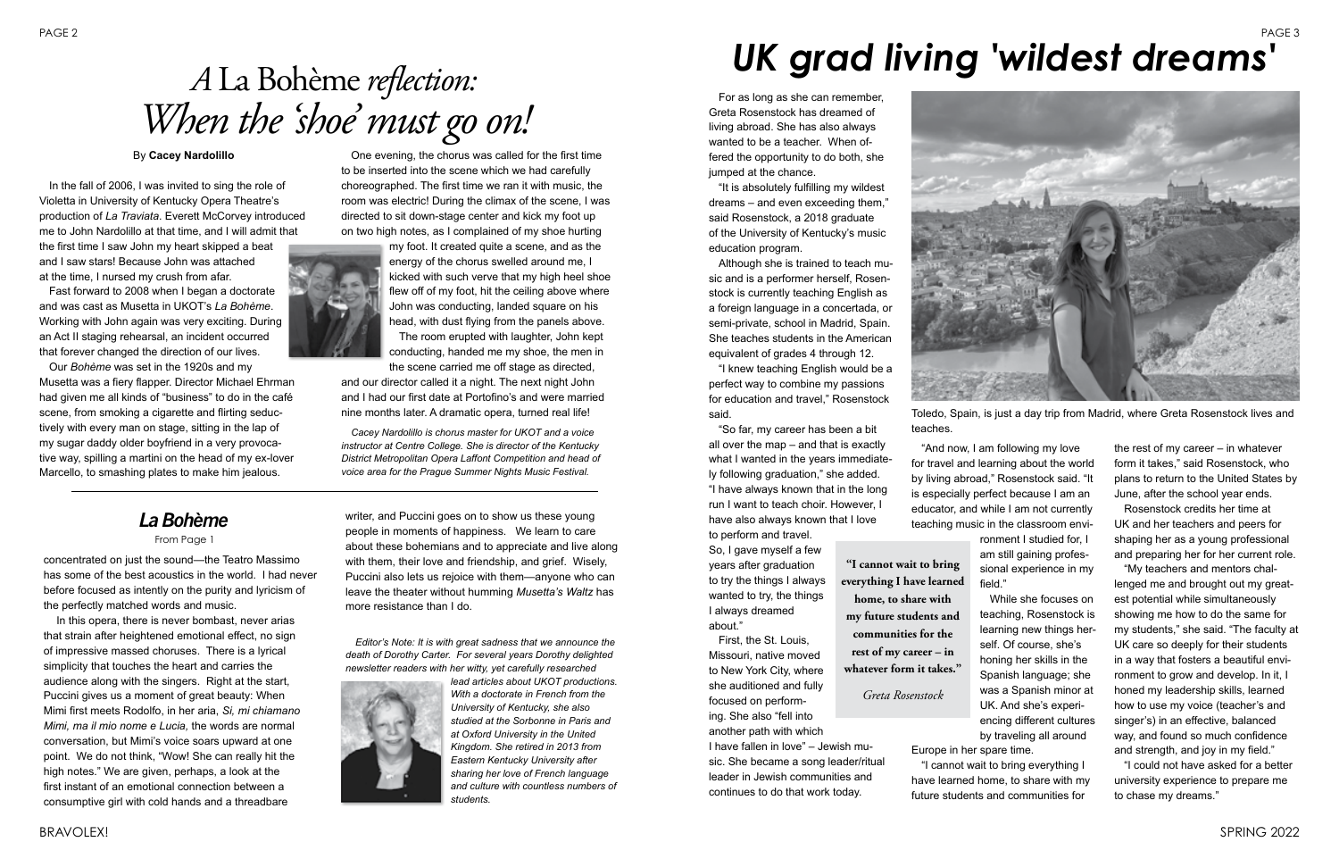# *A* La Bohème *reflection:* *When the 'shoe' must go on!*

By **Cacey Nardolillo**

In the fall of 2006, I was invited to sing the role of Violetta in University of Kentucky Opera Theatre's production of *La Traviata*. Everett McCorvey introduced me to John Nardolillo at that time, and I will admit that the first time I saw John my heart skipped a beat and I saw stars! Because John was attached at the time, I nursed my crush from afar.

Fast forward to 2008 when I began a doctorate and was cast as Musetta in UKOT's *La Bohème*. Working with John again was very exciting. During an Act II staging rehearsal, an incident occurred that forever changed the direction of our lives.

Our *Bohème* was set in the 1920s and my Musetta was a fiery flapper. Director Michael Ehrman had given me all kinds of "business" to do in the café scene, from smoking a cigarette and flirting seductively with every man on stage, sitting in the lap of my sugar daddy older boyfriend in a very provocative way, spilling a martini on the head of my ex-lover Marcello, to smashing plates to make him jealous.

One evening, the chorus was called for the first time to be inserted into the scene which we had carefully choreographed. The first time we ran it with music, the room was electric! During the climax of the scene, I was directed to sit down-stage center and kick my foot up on two high notes, as I complained of my shoe hurting my foot. It created quite a scene, and as the energy of the chorus swelled around me, I kicked with such verve that my high heel shoe flew off of my foot, hit the ceiling above where John was conducting, landed square on his head, with dust flying from the panels above.

The room erupted with laughter, John kept conducting, handed me my shoe, the men in the scene carried me off stage as directed, and our director called it a night. The next night John and I had our first date at Portofino's and were married nine months later. A dramatic opera, turned real life!

*Cacey Nardolillo is chorus master for UKOT and a voice instructor at Centre College. She is director of the Kentucky District Metropolitan Opera Laffont Competition and head of voice area for the Prague Summer Nights Music Festival.*

## *La Bohème*

From Page 1

concentrated on just the sound—the Teatro Massimo has some of the best acoustics in the world. I had never before focused as intently on the purity and lyricism of the perfectly matched words and music.

In this opera, there is never bombast, never arias that strain after heightened emotional effect, no sign of impressive massed choruses. There is a lyrical simplicity that touches the heart and carries the audience along with the singers. Right at the start, Puccini gives us a moment of great beauty: When Mimi first meets Rodolfo, in her aria, *Si, mi chiamano Mimi, ma il mio nome e Lucia,* the words are normal conversation, but Mimi's voice soars upward at one point. We do not think, "Wow! She can really hit the high notes." We are given, perhaps, a look at the first instant of an emotional connection between a consumptive girl with cold hands and a threadbare writer, and Puccini goes on to show us these young people in moments of happiness. We learn to care about these bohemians and to appreciate and live along with them, their love and friendship, and grief. Wisely, Puccini also lets us rejoice with them—anyone who can leave the theater without humming *Musetta's Waltz* has more resistance than I do.

*Editor's Note: It is with great sadness that we announce the death of Dorothy Carter. For several years Dorothy delighted newsletter readers with her witty, yet carefully researched lead articles about UKOT productions. With a doctorate in French from the University of Kentucky, she also studied at the Sorbonne in Paris and at Oxford University in the United Kingdom. She retired in 2013 from Eastern Kentucky University after sharing her love of French language and culture with countless numbers of students.*

# *UK grad living 'wildest dreams'*

For as long as she can remember, Greta Rosenstock has dreamed of living abroad. She has also always wanted to be a teacher. When offered the opportunity to do both, she jumped at the chance.

"It is absolutely fulfilling my wildest dreams – and even exceeding them," said Rosenstock, a 2018 graduate of the University of Kentucky's music education program.

Although she is trained to teach music and is a performer herself, Rosenstock is currently teaching English as a foreign language in a concertada, or semi-private, school in Madrid, Spain. She teaches students in the American equivalent of grades 4 through 12.

"I knew teaching English would be a perfect way to combine my passions for education and travel," Rosenstock said.

"So far, my career has been a bit all over the map – and that is exactly what I wanted in the years immediately following graduation," she added. "I have always known that in the long run I want to teach choir. However, I have also always known that I love to perform and travel. So, I gave myself a few years after graduation to try the things I always wanted to try, the things I always dreamed about."

First, the St. Louis, Missouri, native moved to New York City, where she auditioned and fully focused on performing. She also "fell into another path with which I have fallen in love" – Jewish music. She became a song leader/ritual leader in Jewish communities and continues to do that work today.

> **"I cannot wait to bring everything I have learned home, to share with my future students and communities for the rest of my career – in whatever form it takes."**
>
> *Greta Rosenstock*

Toledo, Spain, is just a day trip from Madrid, where Greta Rosenstock lives and teaches.

"And now, I am following my love for travel and learning about the world by living abroad," Rosenstock said. "It is especially perfect because I am an educator, and while I am not currently teaching music in the classroom environment I studied for, I am still gaining professional experience in my field."

While she focuses on teaching, Rosenstock is learning new things herself. Of course, she's honing her skills in the Spanish language; she was a Spanish minor at UK. And she's experiencing different cultures by traveling all around Europe in her spare time.

"I cannot wait to bring everything I have learned home, to share with my future students and communities for the rest of my career – in whatever form it takes," said Rosenstock, who plans to return to the United States by June, after the school year ends.

Rosenstock credits her time at UK and her teachers and peers for shaping her as a young professional and preparing her for her current role.

"My teachers and mentors challenged me and brought out my greatest potential while simultaneously showing me how to do the same for my students," she said. "The faculty at UK care so deeply for their students in a way that fosters a beautiful environment to grow and develop. In it, I honed my leadership skills, learned how to use my voice (teacher's and singer's) in an effective, balanced way, and found so much confidence and strength, and joy in my field."

"I could not have asked for a better university experience to prepare me to chase my dreams."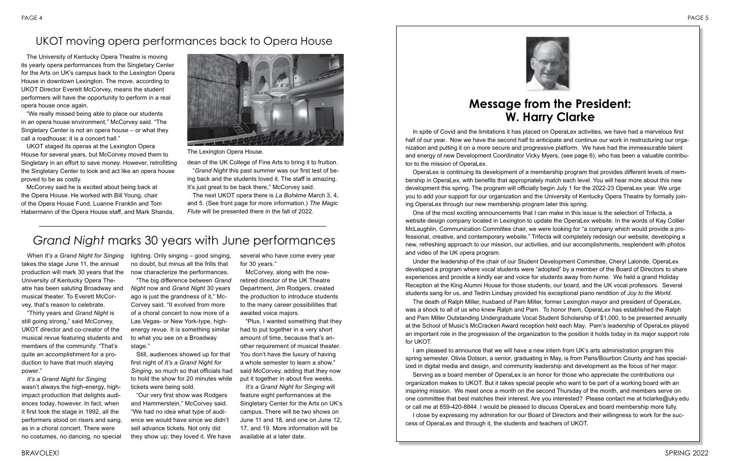## UKOT moving opera performances back to Opera House

The University of Kentucky Opera Theatre is moving its yearly opera performances from the Singletary Center for the Arts on UK's campus back to the Lexington Opera House in downtown Lexington. The move, according to UKOT Director Everett McCorvey, means the student performers will have the opportunity to perform in a real opera house once again.

"We really missed being able to place our students in an opera house environment," McCorvey said. "The Singletary Center is not an opera house – or what they call a roadhouse; it is a concert hall."

UKOT staged its operas at the Lexington Opera House for several years, but McCorvey moved them to Singletary in an effort to save money. However, retrofitting the Singletary Center to look and act like an opera house proved to be as costly.

McCorvey said he is excited about being back at the Opera House. He worked with Bill Young, chair of the Opera House Fund, Luanne Franklin and Tom Habermann of the Opera House staff, and Mark Shanda, dean of the UK College of Fine Arts to bring it to fruition.

The Lexington Opera House.

"*Grand Night* this past summer was our first test of being back and the students loved it. The staff is amazing. It's just great to be back there," McCorvey said.

The next UKOT opera there is *La Bohème* March 3, 4, and 5. (See front page for more information.) *The Magic Flute* will be presented there in the fall of 2022.

## *Grand Night* marks 30 years with June performances

When *It's a Grand Night for Singing* takes the stage June 11, the annual production will mark 30 years that the University of Kentucky Opera Theatre has been saluting Broadway and musical theater. To Everett McCorvey, that's reason to celebrate.

"Thirty years and *Grand Night* is still going strong," said McCorvey, UKOT director and co-creator of the musical revue featuring students and members of the community. "That's quite an accomplishment for a production to have that much staying power."

*It's a Grand Night for Singing* wasn't always the high-energy, high-impact production that delights audiences today, however. In fact, when it first took the stage in 1992, all the performers stood on risers and sang, as in a choral concert. There were no costumes, no dancing, no special lighting. Only singing – good singing, no doubt, but minus all the frills that now characterize the performances.

"The big difference between *Grand Night* now and *Grand Night* 30 years ago is just the grandness of it," McCorvey said. "It evolved from more of a choral concert to now more of a Las Vegas- or New York-type, high-energy revue. It is something similar to what you see on a Broadway stage."

Still, audiences showed up for that first night of *It's a Grand Night for Singing*, so much so that officials had to hold the show for 20 minutes while tickets were being sold.

"Our very first show was Rodgers and Hammerstein," McCorvey said. "We had no idea what type of audience we would have since we didn't sell advance tickets. Not only did they show up; they loved it. We have several who have come every year for 30 years."

McCorvey, along with the now-retired director of the UK Theatre Department, Jim Rodgers, created the production to introduce students to the many career possibilities that awaited voice majors.

"Plus, I wanted something that they had to put together in a very short amount of time, because that's another requirement of musical theater. You don't have the luxury of having a whole semester to learn a show," said McCorvey, adding that they now put it together in about five weeks.

*It's a Grand Night for Singing* will feature eight performances at the Singletary Center for the Arts on UK's campus. There will be two shows on June 11 and 18, and one on June 12, 17, and 19. More information will be available at a later date.

## Message from the President: W. Harry Clarke

In spite of Covid and the limitations it has placed on OperaLex activities, we have had a marvelous first half of our year. Now we have the second half to anticipate and continue our work in restructuring our organization and putting it on a more secure and progressive platform. We have had the immeasurable talent and energy of new Development Coordinator Vicky Myers, (see page 6), who has been a valuable contributor to the mission of OperaLex.

OperaLex is continuing its development of a membership program that provides different levels of membership in OperaLex, with benefits that appropriately match each level. You will hear more about this new development this spring. The program will officially begin July 1 for the 2022-23 OperaLex year. We urge you to add your support for our organization and the University of Kentucky Opera Theatre by formally joining OperaLex through our new membership program later this spring.

One of the most exciting announcements that I can make in this issue is the selection of Trifecta, a website design company located in Lexington to update the OperaLex website. In the words of Kay Collier McLaughlin, Communication Committee chair, we were looking for "a company which would provide a professional, creative, and contemporary website." Trifecta will completely redesign our website, developing a new, refreshing approach to our mission, our activities, and our accomplishments, resplendent with photos and video of the UK opera program.

Under the leadership of the chair of our Student Development Committee, Cheryl Lalonde, OperaLex developed a program where vocal students were "adopted" by a member of the Board of Directors to share experiences and provide a kindly ear and voice for students away from home. We held a grand Holiday Reception at the King Alumni House for those students, our board, and the UK vocal professors. Several students sang for us, and Tedrin Lindsay provided his exceptional piano rendition of *Joy to the World*.

The death of Ralph Miller, husband of Pam Miller, former Lexington mayor and president of OperaLex, was a shock to all of us who knew Ralph and Pam. To honor them, OperaLex has established the Ralph and Pam Miller Outstanding Undergraduate Vocal Student Scholarship of $1,000, to be presented annually at the School of Music's McCracken Award reception held each May. Pam's leadership of OperaLex played an important role in the progression of the organization to the position it holds today in its major support role for UKOT.

I am pleased to announce that we will have a new intern from UK's arts administration program this spring semester. Olivia Dotson, a senior, graduating in May, is from Paris/Bourbon County and has specialized in digital media and design, and community leadership and development as the focus of her major.

Serving as a board member of OperaLex is an honor for those who appreciate the contributions our organization makes to UKOT. But it takes special people who want to be part of a working board with an inspiring mission. We meet once a month on the second Thursday of the month, and members serve on one committee that best matches their interest. Are you interested? Please contact me at hclarke@uky.edu or call me at 859-420-8844. I would be pleased to discuss OperaLex and board membership more fully.

I close by expressing my admiration for our Board of Directors and their willingness to work for the success of OperaLex and through it, the students and teachers of UKOT.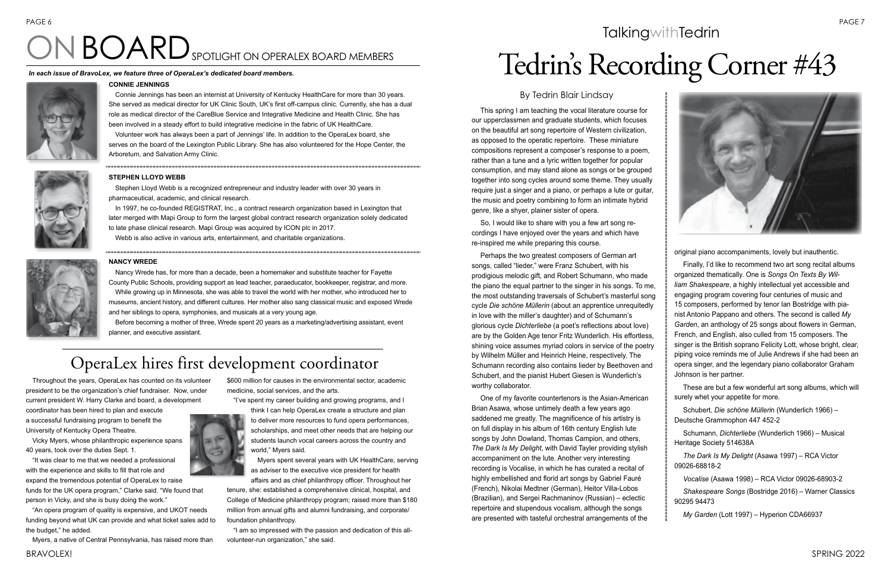# ON BOARD SPOTLIGHT ON OPERALEX BOARD MEMBERS

***In each issue of BravoLex, we feature three of OperaLex's dedicated board members.***

**CONNIE JENNINGS**

Connie Jennings has been an internist at University of Kentucky HealthCare for more than 30 years. She served as medical director for UK Clinic South, UK's first off-campus clinic. Currently, she has a dual role as medical director of the CareBlue Service and Integrative Medicine and Health Clinic. She has been involved in a steady effort to build integrative medicine in the fabric of UK HealthCare.

Volunteer work has always been a part of Jennings' life. In addition to the OperaLex board, she serves on the board of the Lexington Public Library. She has also volunteered for the Hope Center, the Arboretum, and Salvation Army Clinic.

**STEPHEN LLOYD WEBB**

Stephen Lloyd Webb is a recognized entrepreneur and industry leader with over 30 years in pharmaceutical, academic, and clinical research.

In 1997, he co-founded REGISTRAT, Inc., a contract research organization based in Lexington that later merged with Mapi Group to form the largest global contract research organization solely dedicated to late phase clinical research. Mapi Group was acquired by ICON plc in 2017.

Webb is also active in various arts, entertainment, and charitable organizations.

**NANCY WREDE**

Nancy Wrede has, for more than a decade, been a homemaker and substitute teacher for Fayette County Public Schools, providing support as lead teacher, paraeducator, bookkeeper, registrar, and more.

While growing up in Minnesota, she was able to travel the world with her mother, who introduced her to museums, ancient history, and different cultures. Her mother also sang classical music and exposed Wrede and her siblings to opera, symphonies, and musicals at a very young age.

Before becoming a mother of three, Wrede spent 20 years as a marketing/advertising assistant, event planner, and executive assistant.

## OperaLex hires first development coordinator

Throughout the years, OperaLex has counted on its volunteer president to be the organization's chief fundraiser. Now, under current president W. Harry Clarke and board, a development coordinator has been hired to plan and execute a successful fundraising program to benefit the University of Kentucky Opera Theatre.

Vicky Myers, whose philanthropic experience spans 40 years, took over the duties Sept. 1.

"It was clear to me that we needed a professional with the experience and skills to fill that role and expand the tremendous potential of OperaLex to raise funds for the UK opera program," Clarke said. "We found that person in Vicky, and she is busy doing the work."

"An opera program of quality is expensive, and UKOT needs funding beyond what UK can provide and what ticket sales add to the budget," he added.

Myers, a native of Central Pennsylvania, has raised more than $600 million for causes in the environmental sector, academic medicine, social services, and the arts.

"I've spent my career building and growing programs, and I think I can help OperaLex create a structure and plan to deliver more resources to fund opera performances, scholarships, and meet other needs that are helping our students launch vocal careers across the country and world," Myers said.

Myers spent several years with UK HealthCare, serving as adviser to the executive vice president for health affairs and as chief philanthropy officer. Throughout her tenure, she: established a comprehensive clinical, hospital, and College of Medicine philanthropy program; raised more than $180 million from annual gifts and alumni fundraising, and corporate/foundation philanthropy.

"I am so impressed with the passion and dedication of this all-volunteer-run organization," she said.

Talking with Tedrin

# Tedrin's Recording Corner #43

By Tedrin Blair Lindsay

This spring I am teaching the vocal literature course for our upperclassmen and graduate students, which focuses on the beautiful art song repertoire of Western civilization, as opposed to the operatic repertoire. These miniature compositions represent a composer's response to a poem, rather than a tune and a lyric written together for popular consumption, and may stand alone as songs or be grouped together into song cycles around some theme. They usually require just a singer and a piano, or perhaps a lute or guitar, the music and poetry combining to form an intimate hybrid genre, like a shyer, plainer sister of opera.

So, I would like to share with you a few art song recordings I have enjoyed over the years and which have re-inspired me while preparing this course.

Perhaps the two greatest composers of German art songs, called "lieder," were Franz Schubert, with his prodigious melodic gift, and Robert Schumann, who made the piano the equal partner to the singer in his songs. To me, the most outstanding traversals of Schubert's masterful song cycle *Die schöne Müllerin* (about an apprentice unrequitedly in love with the miller's daughter) and of Schumann's glorious cycle *Dichterliebe* (a poet's reflections about love) are by the Golden Age tenor Fritz Wunderlich. His effortless, shining voice assumes myriad colors in service of the poetry by Wilhelm Müller and Heinrich Heine, respectively. The Schumann recording also contains lieder by Beethoven and Schubert, and the pianist Hubert Giesen is Wunderlich's worthy collaborator.

One of my favorite countertenors is the Asian-American Brian Asawa, whose untimely death a few years ago saddened me greatly. The magnificence of his artistry is on full display in his album of 16th century English lute songs by John Dowland, Thomas Campion, and others, *The Dark Is My Delight*, with David Tayler providing stylish accompaniment on the lute. Another very interesting recording is Vocalise, in which he has curated a recital of highly embellished and florid art songs by Gabriel Fauré (French), Nikolai Medtner (German), Heitor Villa-Lobos (Brazilian), and Sergei Rachmaninov (Russian) – eclectic repertoire and stupendous vocalism, although the songs are presented with tasteful orchestral arrangements of the original piano accompaniments, lovely but inauthentic.

Finally, I'd like to recommend two art song recital albums organized thematically. One is *Songs On Texts By William Shakespeare*, a highly intellectual yet accessible and engaging program covering four centuries of music and 15 composers, performed by tenor Ian Bostridge with pianist Antonio Pappano and others. The second is called *My Garden*, an anthology of 25 songs about flowers in German, French, and English, also culled from 15 composers. The singer is the British soprano Felicity Lott, whose bright, clear, piping voice reminds me of Julie Andrews if she had been an opera singer, and the legendary piano collaborator Graham Johnson is her partner.

These are but a few wonderful art song albums, which will surely whet your appetite for more.

Schubert, *Die schöne Müllerin* (Wunderlich 1966) – Deutsche Grammophon 447 452-2

Schumann, *Dichterliebe* (Wunderlich 1966) – Musical Heritage Society 514638A

*The Dark Is My Delight* (Asawa 1997) – RCA Victor 09026-68818-2

*Vocalise* (Asawa 1998) – RCA Victor 09026-68903-2

*Shakespeare Songs* (Bostridge 2016) – Warner Classics 90295 94473

*My Garden* (Lott 1997) – Hyperion CDA66937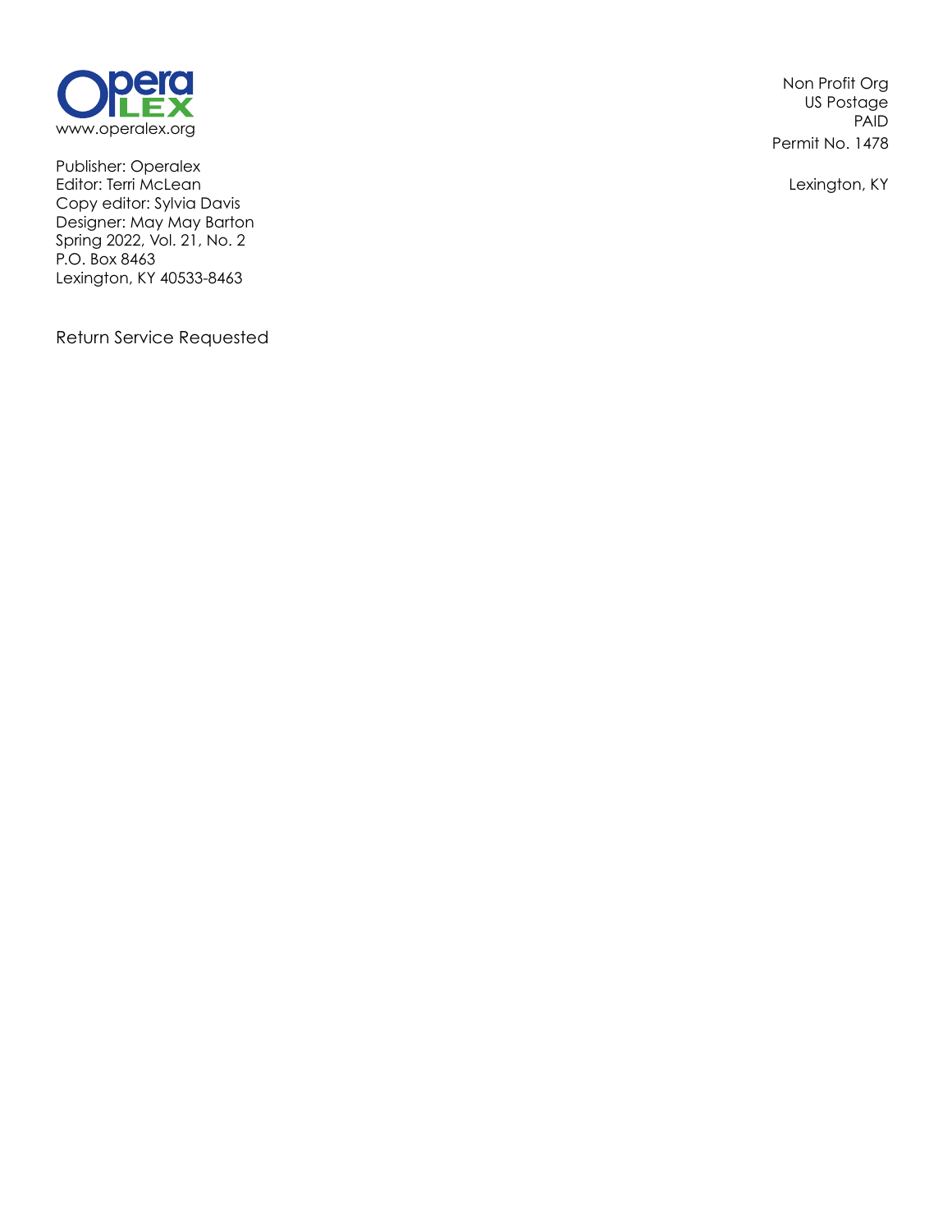Opera LEX
www.operalex.org

Publisher: Operalex
Editor: Terri McLean
Copy editor: Sylvia Davis
Designer: May May Barton
Spring 2022, Vol. 21, No. 2
P.O. Box 8463
Lexington, KY 40533-8463

Return Service Requested

Non Profit Org
US Postage
PAID
Permit No. 1478

Lexington, KY